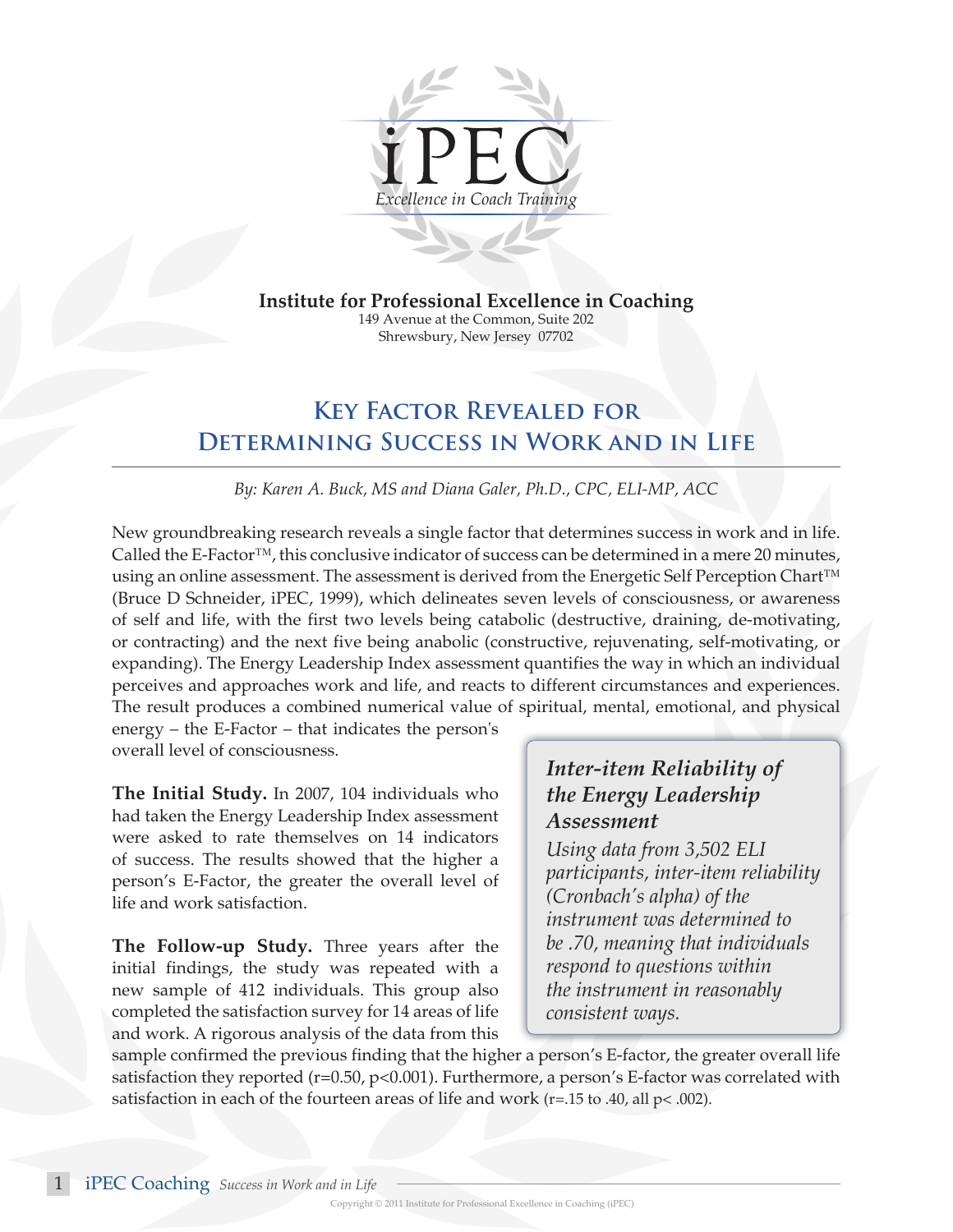iPEC

*Excellence in Coach Training*

**Institute for Professional Excellence in Coaching**
149 Avenue at the Common, Suite 202
Shrewsbury, New Jersey 07702

# Key Factor Revealed for Determining Success in Work and in Life

*By: Karen A. Buck, MS and Diana Galer, Ph.D., CPC, ELI-MP, ACC*

New groundbreaking research reveals a single factor that determines success in work and in life. Called the E-Factor™, this conclusive indicator of success can be determined in a mere 20 minutes, using an online assessment. The assessment is derived from the Energetic Self Perception Chart™ (Bruce D Schneider, iPEC, 1999), which delineates seven levels of consciousness, or awareness of self and life, with the first two levels being catabolic (destructive, draining, de-motivating, or contracting) and the next five being anabolic (constructive, rejuvenating, self-motivating, or expanding). The Energy Leadership Index assessment quantifies the way in which an individual perceives and approaches work and life, and reacts to different circumstances and experiences. The result produces a combined numerical value of spiritual, mental, emotional, and physical energy – the E-Factor – that indicates the person's overall level of consciousness.

**The Initial Study.** In 2007, 104 individuals who had taken the Energy Leadership Index assessment were asked to rate themselves on 14 indicators of success. The results showed that the higher a person's E-Factor, the greater the overall level of life and work satisfaction.

**The Follow-up Study.** Three years after the initial findings, the study was repeated with a new sample of 412 individuals. This group also completed the satisfaction survey for 14 areas of life and work. A rigorous analysis of the data from this sample confirmed the previous finding that the higher a person's E-factor, the greater overall life satisfaction they reported ($r=0.50$, $p<0.001$). Furthermore, a person's E-factor was correlated with satisfaction in each of the fourteen areas of life and work ($r=.15$ to $.40$, all $p< .002$).

> ***Inter-item Reliability of the Energy Leadership Assessment***
>
> *Using data from 3,502 ELI participants, inter-item reliability (Cronbach's alpha) of the instrument was determined to be .70, meaning that individuals respond to questions within the instrument in reasonably consistent ways.*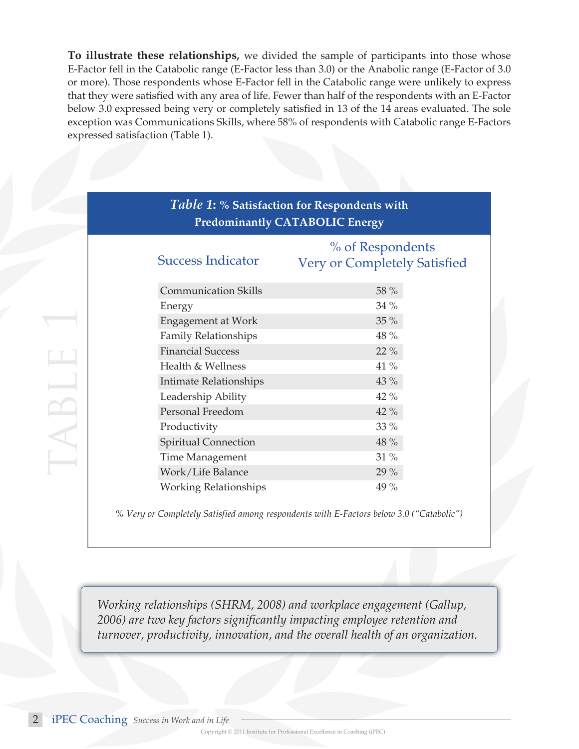**To illustrate these relationships,** we divided the sample of participants into those whose E-Factor fell in the Catabolic range (E-Factor less than 3.0) or the Anabolic range (E-Factor of 3.0 or more). Those respondents whose E-Factor fell in the Catabolic range were unlikely to express that they were satisfied with any area of life. Fewer than half of the respondents with an E-Factor below 3.0 expressed being very or completely satisfied in 13 of the 14 areas evaluated. The sole exception was Communications Skills, where 58% of respondents with Catabolic range E-Factors expressed satisfaction (Table 1).

***Table 1*: % Satisfaction for Respondents with Predominantly CATABOLIC Energy**

| Success Indicator | % of Respondents Very or Completely Satisfied |
|---|---|
| Communication Skills | 58 % |
| Energy | 34 % |
| Engagement at Work | 35 % |
| Family Relationships | 48 % |
| Financial Success | 22 % |
| Health & Wellness | 41 % |
| Intimate Relationships | 43 % |
| Leadership Ability | 42 % |
| Personal Freedom | 42 % |
| Productivity | 33 % |
| Spiritual Connection | 48 % |
| Time Management | 31 % |
| Work/Life Balance | 29 % |
| Working Relationships | 49 % |

*% Very or Completely Satisfied among respondents with E-Factors below 3.0 ("Catabolic")*

> *Working relationships (SHRM, 2008) and workplace engagement (Gallup, 2006) are two key factors significantly impacting employee retention and turnover, productivity, innovation, and the overall health of an organization.*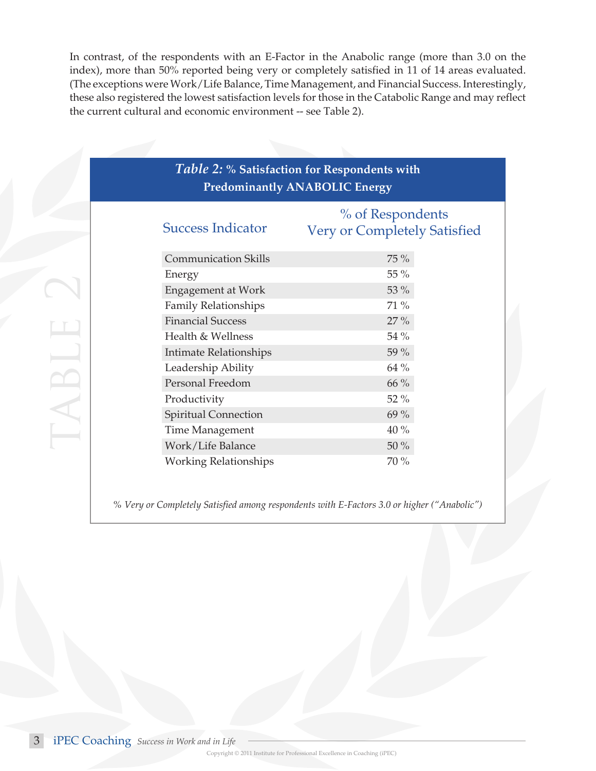In contrast, of the respondents with an E-Factor in the Anabolic range (more than 3.0 on the index), more than 50% reported being very or completely satisfied in 11 of 14 areas evaluated. (The exceptions were Work/Life Balance, Time Management, and Financial Success. Interestingly, these also registered the lowest satisfaction levels for those in the Catabolic Range and may reflect the current cultural and economic environment -- see Table 2).

***Table 2:* % Satisfaction for Respondents with Predominantly ANABOLIC Energy**

| Success Indicator | % of Respondents Very or Completely Satisfied |
|---|---|
| Communication Skills | 75 % |
| Energy | 55 % |
| Engagement at Work | 53 % |
| Family Relationships | 71 % |
| Financial Success | 27 % |
| Health & Wellness | 54 % |
| Intimate Relationships | 59 % |
| Leadership Ability | 64 % |
| Personal Freedom | 66 % |
| Productivity | 52 % |
| Spiritual Connection | 69 % |
| Time Management | 40 % |
| Work/Life Balance | 50 % |
| Working Relationships | 70 % |

*% Very or Completely Satisfied among respondents with E-Factors 3.0 or higher ("Anabolic")*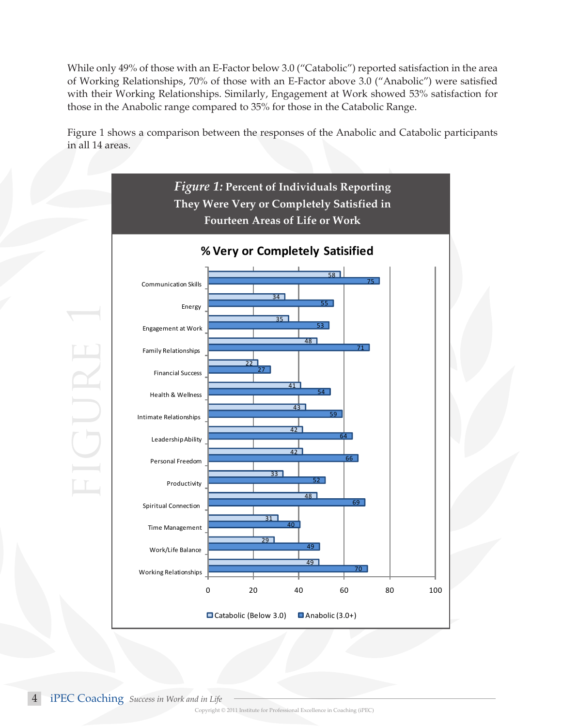While only 49% of those with an E-Factor below 3.0 ("Catabolic") reported satisfaction in the area of Working Relationships, 70% of those with an E-Factor above 3.0 ("Anabolic") were satisfied with their Working Relationships. Similarly, Engagement at Work showed 53% satisfaction for those in the Anabolic range compared to 35% for those in the Catabolic Range.

Figure 1 shows a comparison between the responses of the Anabolic and Catabolic participants in all 14 areas.

***Figure 1:* Percent of Individuals Reporting They Were Very or Completely Satisfied in Fourteen Areas of Life or Work**

**% Very or Completely Satisified**

| Area | Catabolic (Below 3.0) | Anabolic (3.0+) |
|---|---|---|
| Communication Skills | 58 | 75 |
| Energy | 34 | 55 |
| Engagement at Work | 35 | 53 |
| Family Relationships | 48 | 71 |
| Financial Success | 22 | 27 |
| Health & Wellness | 41 | 54 |
| Intimate Relationships | 43 | 59 |
| Leadership Ability | 42 | 64 |
| Personal Freedom | 42 | 66 |
| Productivity | 33 | 52 |
| Spiritual Connection | 48 | 69 |
| Time Management | 31 | 40 |
| Work/Life Balance | 29 | 49 |
| Working Relationships | 49 | 70 |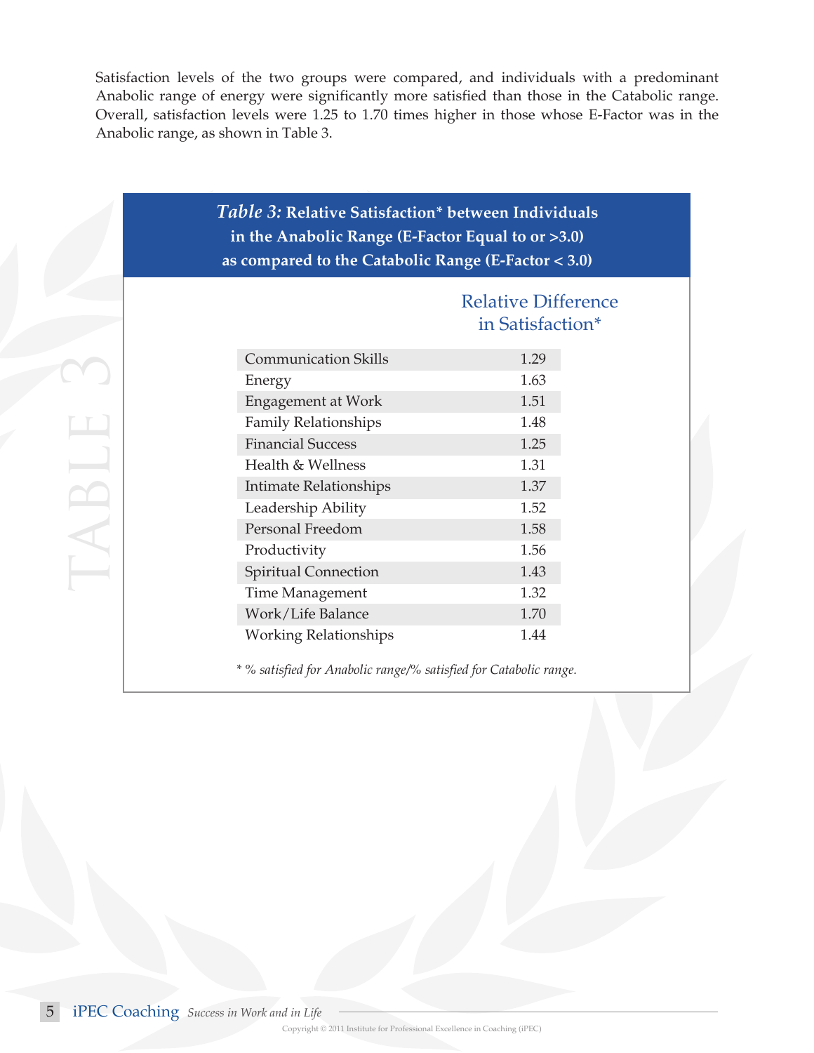Satisfaction levels of the two groups were compared, and individuals with a predominant Anabolic range of energy were significantly more satisfied than those in the Catabolic range. Overall, satisfaction levels were 1.25 to 1.70 times higher in those whose E-Factor was in the Anabolic range, as shown in Table 3.

***Table 3:* Relative Satisfaction* between Individuals in the Anabolic Range (E-Factor Equal to or >3.0) as compared to the Catabolic Range (E-Factor < 3.0)**

| | Relative Difference in Satisfaction* |
|---|---|
| Communication Skills | 1.29 |
| Energy | 1.63 |
| Engagement at Work | 1.51 |
| Family Relationships | 1.48 |
| Financial Success | 1.25 |
| Health & Wellness | 1.31 |
| Intimate Relationships | 1.37 |
| Leadership Ability | 1.52 |
| Personal Freedom | 1.58 |
| Productivity | 1.56 |
| Spiritual Connection | 1.43 |
| Time Management | 1.32 |
| Work/Life Balance | 1.70 |
| Working Relationships | 1.44 |

*\* % satisfied for Anabolic range/% satisfied for Catabolic range.*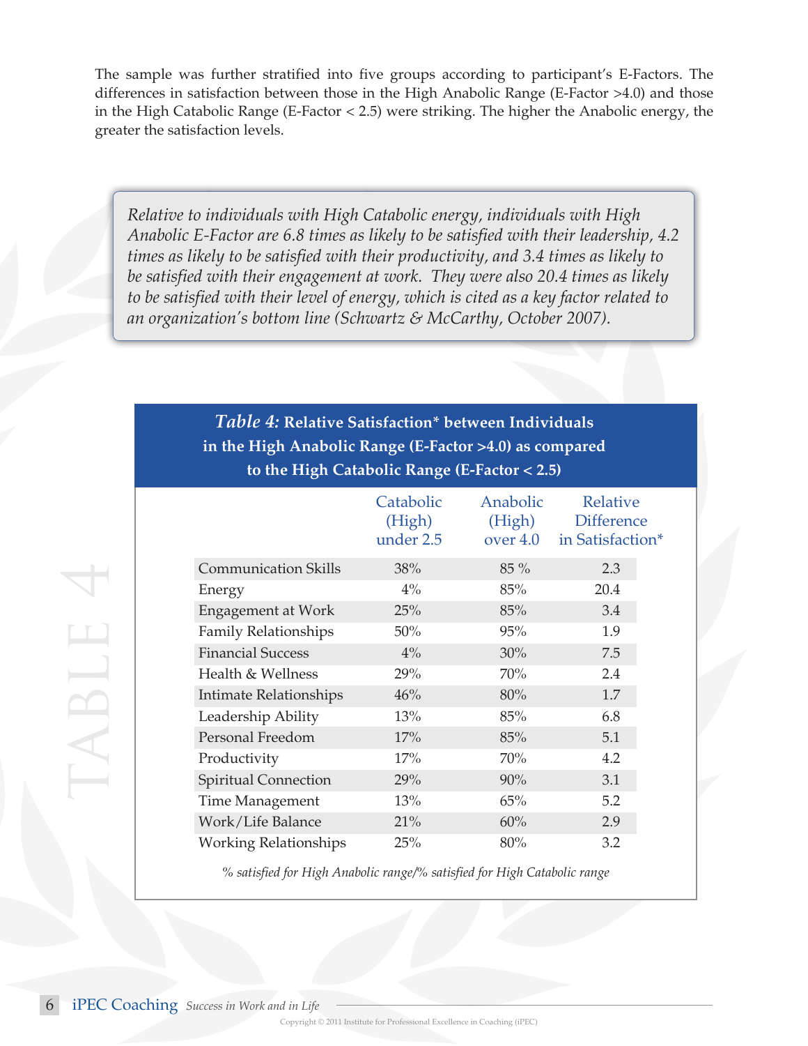The sample was further stratified into five groups according to participant's E-Factors. The differences in satisfaction between those in the High Anabolic Range (E-Factor >4.0) and those in the High Catabolic Range (E-Factor < 2.5) were striking. The higher the Anabolic energy, the greater the satisfaction levels.

> *Relative to individuals with High Catabolic energy, individuals with High Anabolic E-Factor are 6.8 times as likely to be satisfied with their leadership, 4.2 times as likely to be satisfied with their productivity, and 3.4 times as likely to be satisfied with their engagement at work. They were also 20.4 times as likely to be satisfied with their level of energy, which is cited as a key factor related to an organization's bottom line (Schwartz & McCarthy, October 2007).*

***Table 4:* Relative Satisfaction* between Individuals in the High Anabolic Range (E-Factor >4.0) as compared to the High Catabolic Range (E-Factor < 2.5)**

| | Catabolic (High) under 2.5 | Anabolic (High) over 4.0 | Relative Difference in Satisfaction* |
|---|---|---|---|
| Communication Skills | 38% | 85 % | 2.3 |
| Energy | 4% | 85% | 20.4 |
| Engagement at Work | 25% | 85% | 3.4 |
| Family Relationships | 50% | 95% | 1.9 |
| Financial Success | 4% | 30% | 7.5 |
| Health & Wellness | 29% | 70% | 2.4 |
| Intimate Relationships | 46% | 80% | 1.7 |
| Leadership Ability | 13% | 85% | 6.8 |
| Personal Freedom | 17% | 85% | 5.1 |
| Productivity | 17% | 70% | 4.2 |
| Spiritual Connection | 29% | 90% | 3.1 |
| Time Management | 13% | 65% | 5.2 |
| Work/Life Balance | 21% | 60% | 2.9 |
| Working Relationships | 25% | 80% | 3.2 |

*% satisfied for High Anabolic range/% satisfied for High Catabolic range*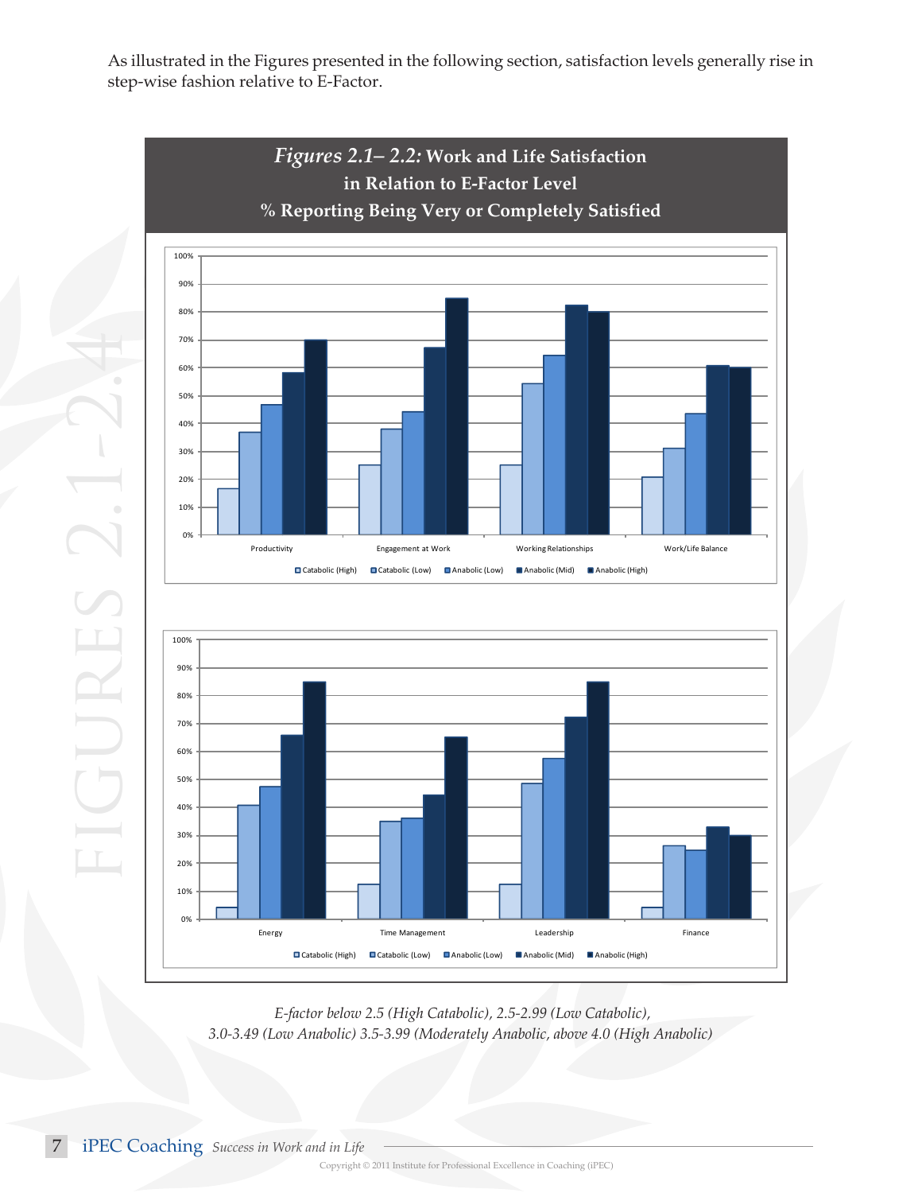As illustrated in the Figures presented in the following section, satisfaction levels generally rise in step-wise fashion relative to E-Factor.

***Figures 2.1– 2.2:* Work and Life Satisfaction in Relation to E-Factor Level**
**% Reporting Being Very or Completely Satisfied**

*E-factor below 2.5 (High Catabolic), 2.5-2.99 (Low Catabolic), 3.0-3.49 (Low Anabolic) 3.5-3.99 (Moderately Anabolic, above 4.0 (High Anabolic)*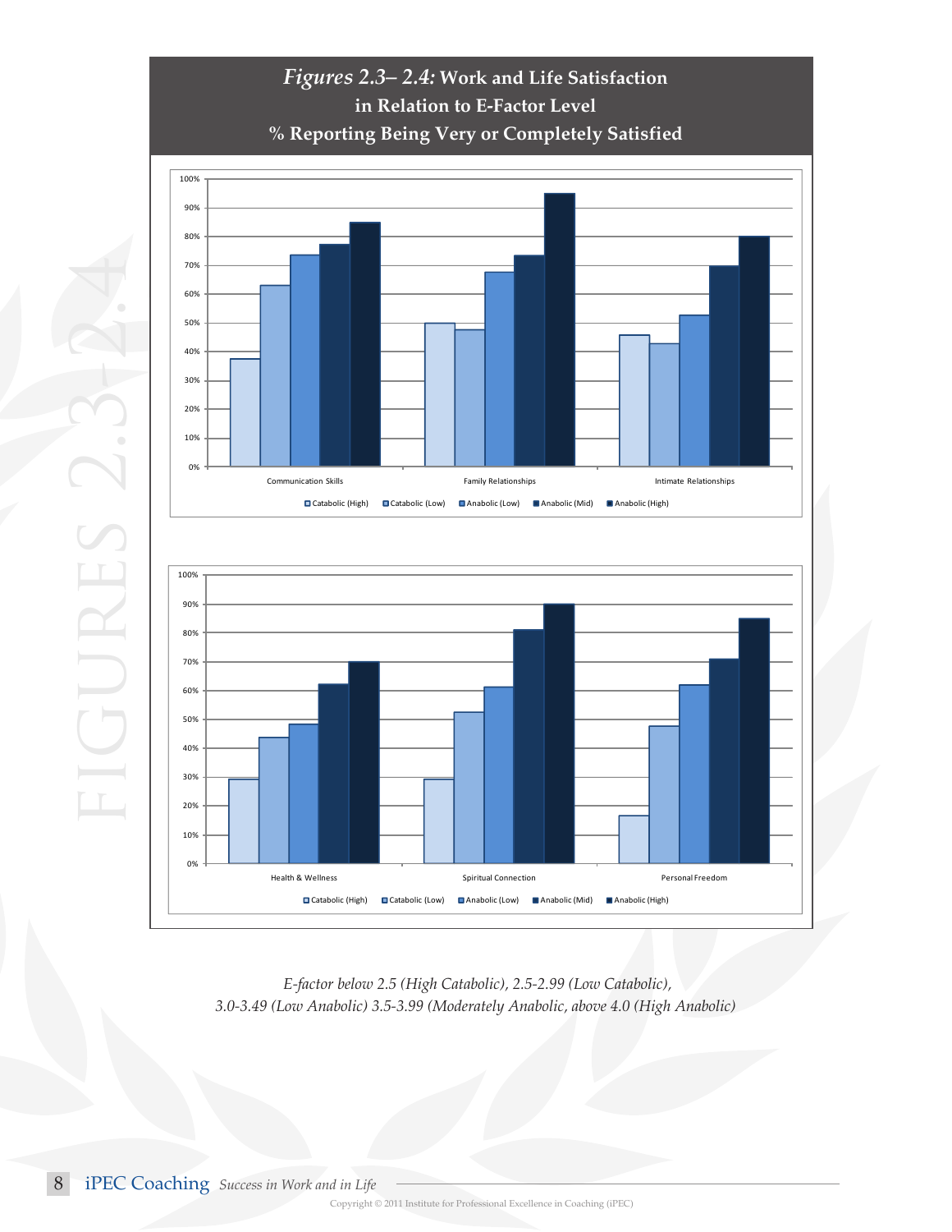## *Figures 2.3– 2.4:* Work and Life Satisfaction in Relation to E-Factor Level

### % Reporting Being Very or Completely Satisfied

*E-factor below 2.5 (High Catabolic), 2.5-2.99 (Low Catabolic), 3.0-3.49 (Low Anabolic) 3.5-3.99 (Moderately Anabolic, above 4.0 (High Anabolic)*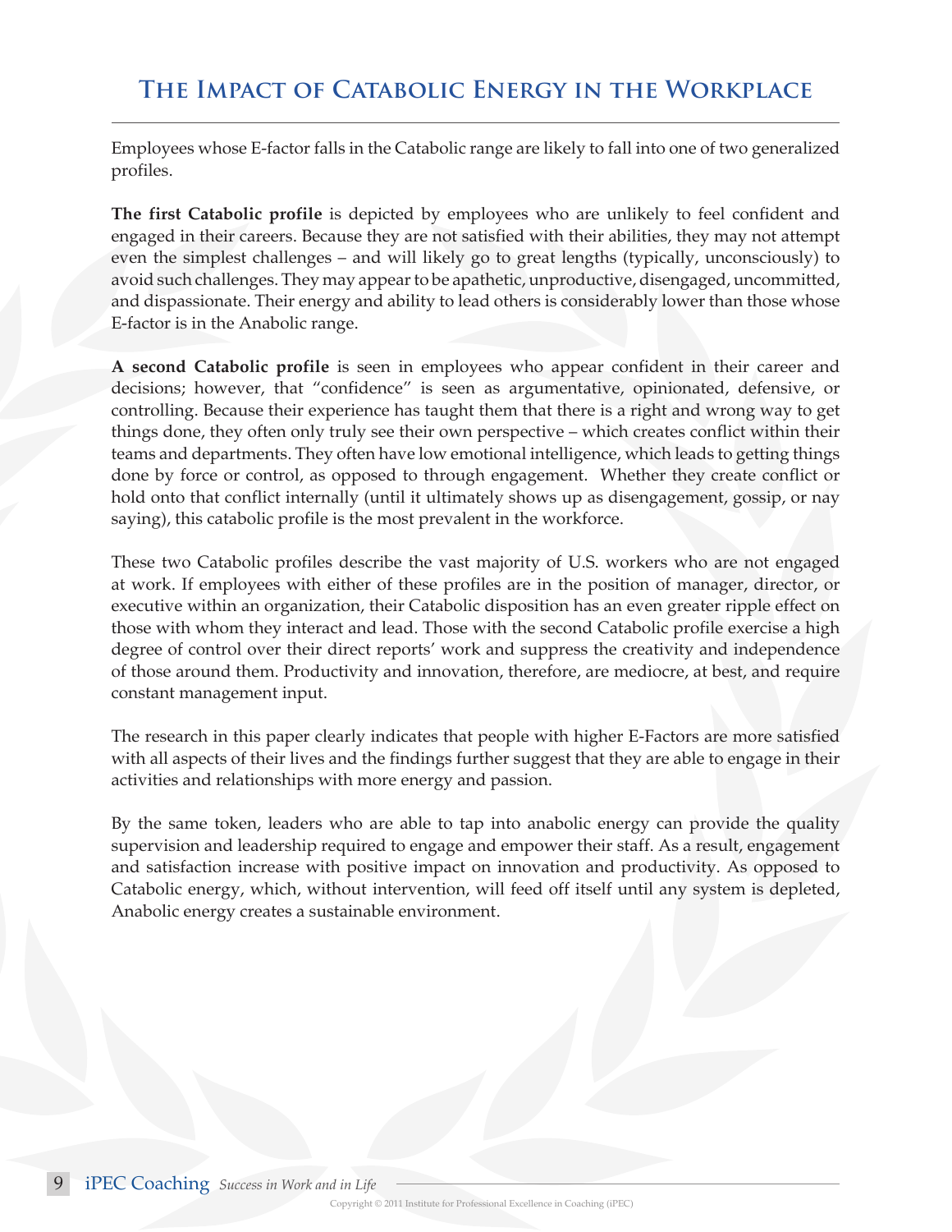## The Impact of Catabolic Energy in the Workplace

Employees whose E-factor falls in the Catabolic range are likely to fall into one of two generalized profiles.

**The first Catabolic profile** is depicted by employees who are unlikely to feel confident and engaged in their careers. Because they are not satisfied with their abilities, they may not attempt even the simplest challenges – and will likely go to great lengths (typically, unconsciously) to avoid such challenges. They may appear to be apathetic, unproductive, disengaged, uncommitted, and dispassionate. Their energy and ability to lead others is considerably lower than those whose E-factor is in the Anabolic range.

**A second Catabolic profile** is seen in employees who appear confident in their career and decisions; however, that "confidence" is seen as argumentative, opinionated, defensive, or controlling. Because their experience has taught them that there is a right and wrong way to get things done, they often only truly see their own perspective – which creates conflict within their teams and departments. They often have low emotional intelligence, which leads to getting things done by force or control, as opposed to through engagement. Whether they create conflict or hold onto that conflict internally (until it ultimately shows up as disengagement, gossip, or nay saying), this catabolic profile is the most prevalent in the workforce.

These two Catabolic profiles describe the vast majority of U.S. workers who are not engaged at work. If employees with either of these profiles are in the position of manager, director, or executive within an organization, their Catabolic disposition has an even greater ripple effect on those with whom they interact and lead. Those with the second Catabolic profile exercise a high degree of control over their direct reports' work and suppress the creativity and independence of those around them. Productivity and innovation, therefore, are mediocre, at best, and require constant management input.

The research in this paper clearly indicates that people with higher E-Factors are more satisfied with all aspects of their lives and the findings further suggest that they are able to engage in their activities and relationships with more energy and passion.

By the same token, leaders who are able to tap into anabolic energy can provide the quality supervision and leadership required to engage and empower their staff. As a result, engagement and satisfaction increase with positive impact on innovation and productivity. As opposed to Catabolic energy, which, without intervention, will feed off itself until any system is depleted, Anabolic energy creates a sustainable environment.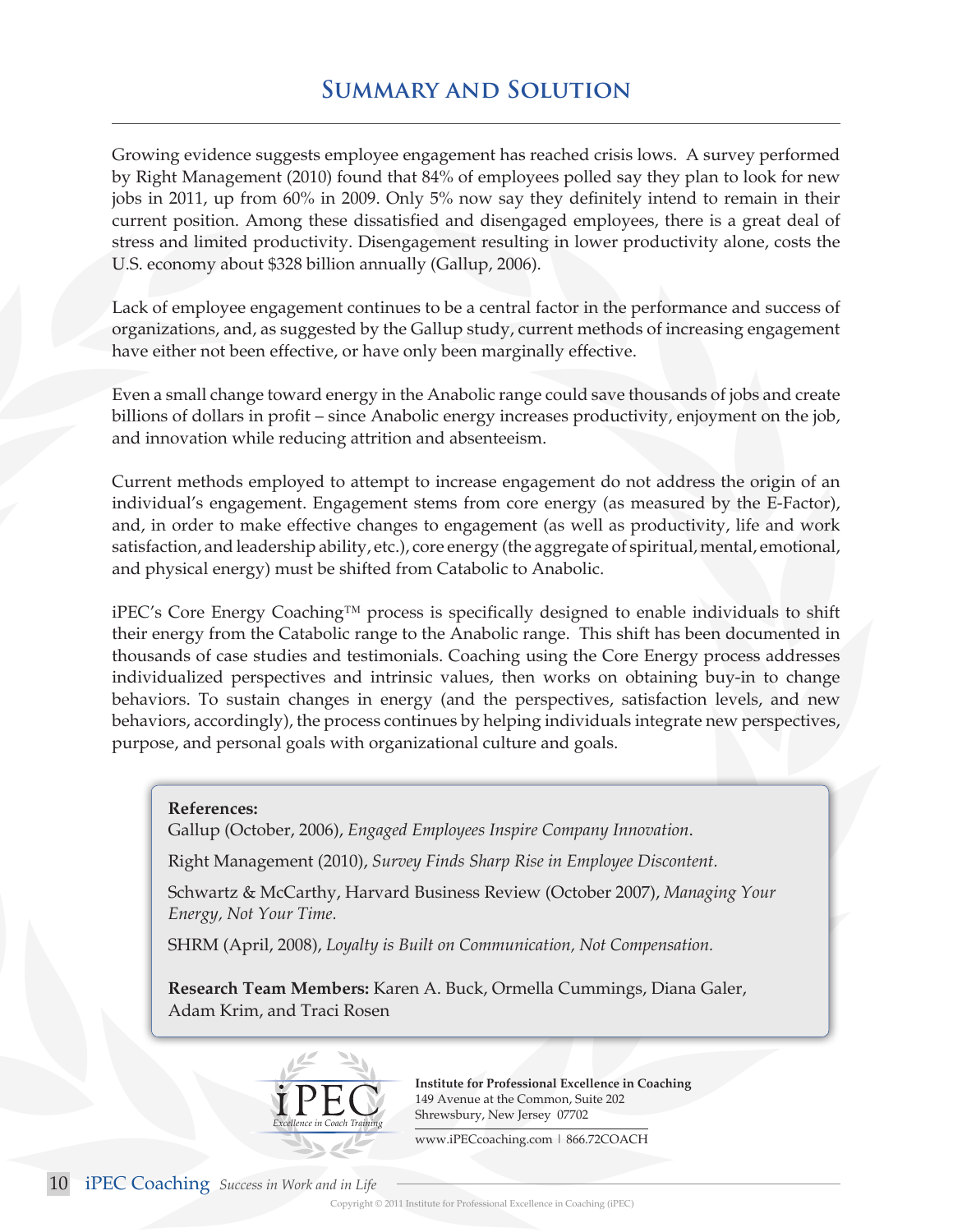# Summary and Solution

Growing evidence suggests employee engagement has reached crisis lows. A survey performed by Right Management (2010) found that 84% of employees polled say they plan to look for new jobs in 2011, up from 60% in 2009. Only 5% now say they definitely intend to remain in their current position. Among these dissatisfied and disengaged employees, there is a great deal of stress and limited productivity. Disengagement resulting in lower productivity alone, costs the U.S. economy about $328 billion annually (Gallup, 2006).

Lack of employee engagement continues to be a central factor in the performance and success of organizations, and, as suggested by the Gallup study, current methods of increasing engagement have either not been effective, or have only been marginally effective.

Even a small change toward energy in the Anabolic range could save thousands of jobs and create billions of dollars in profit – since Anabolic energy increases productivity, enjoyment on the job, and innovation while reducing attrition and absenteeism.

Current methods employed to attempt to increase engagement do not address the origin of an individual's engagement. Engagement stems from core energy (as measured by the E-Factor), and, in order to make effective changes to engagement (as well as productivity, life and work satisfaction, and leadership ability, etc.), core energy (the aggregate of spiritual, mental, emotional, and physical energy) must be shifted from Catabolic to Anabolic.

iPEC's Core Energy Coaching™ process is specifically designed to enable individuals to shift their energy from the Catabolic range to the Anabolic range. This shift has been documented in thousands of case studies and testimonials. Coaching using the Core Energy process addresses individualized perspectives and intrinsic values, then works on obtaining buy-in to change behaviors. To sustain changes in energy (and the perspectives, satisfaction levels, and new behaviors, accordingly), the process continues by helping individuals integrate new perspectives, purpose, and personal goals with organizational culture and goals.

**References:**

Gallup (October, 2006), *Engaged Employees Inspire Company Innovation*.

Right Management (2010), *Survey Finds Sharp Rise in Employee Discontent.*

Schwartz & McCarthy, Harvard Business Review (October 2007), *Managing Your Energy, Not Your Time.*

SHRM (April, 2008), *Loyalty is Built on Communication, Not Compensation.*

**Research Team Members:** Karen A. Buck, Ormella Cummings, Diana Galer, Adam Krim, and Traci Rosen

iPEC *Excellence in Coach Training*

**Institute for Professional Excellence in Coaching**
149 Avenue at the Common, Suite 202
Shrewsbury, New Jersey 07702

www.iPECcoaching.com | 866.72COACH

Copyright © 2011 Institute for Professional Excellence in Coaching (iPEC)